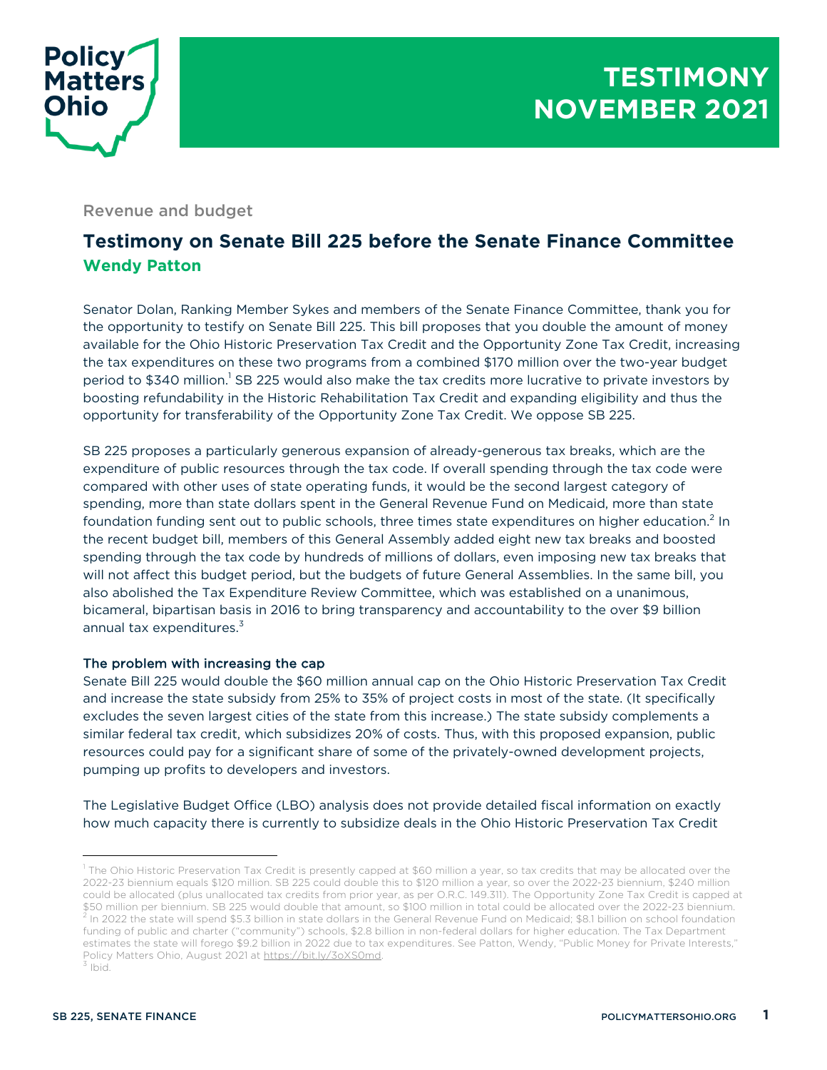**TESTIMONY**
**NOVEMBER 2021**

Revenue and budget

# Testimony on Senate Bill 225 before the Senate Finance Committee

**Wendy Patton**

Senator Dolan, Ranking Member Sykes and members of the Senate Finance Committee, thank you for the opportunity to testify on Senate Bill 225. This bill proposes that you double the amount of money available for the Ohio Historic Preservation Tax Credit and the Opportunity Zone Tax Credit, increasing the tax expenditures on these two programs from a combined $170 million over the two-year budget period to $340 million.[1] SB 225 would also make the tax credits more lucrative to private investors by boosting refundability in the Historic Rehabilitation Tax Credit and expanding eligibility and thus the opportunity for transferability of the Opportunity Zone Tax Credit. We oppose SB 225.

SB 225 proposes a particularly generous expansion of already-generous tax breaks, which are the expenditure of public resources through the tax code. If overall spending through the tax code were compared with other uses of state operating funds, it would be the second largest category of spending, more than state dollars spent in the General Revenue Fund on Medicaid, more than state foundation funding sent out to public schools, three times state expenditures on higher education.[2] In the recent budget bill, members of this General Assembly added eight new tax breaks and boosted spending through the tax code by hundreds of millions of dollars, even imposing new tax breaks that will not affect this budget period, but the budgets of future General Assemblies. In the same bill, you also abolished the Tax Expenditure Review Committee, which was established on a unanimous, bicameral, bipartisan basis in 2016 to bring transparency and accountability to the over $9 billion annual tax expenditures.[3]

### The problem with increasing the cap

Senate Bill 225 would double the $60 million annual cap on the Ohio Historic Preservation Tax Credit and increase the state subsidy from 25% to 35% of project costs in most of the state. (It specifically excludes the seven largest cities of the state from this increase.) The state subsidy complements a similar federal tax credit, which subsidizes 20% of costs. Thus, with this proposed expansion, public resources could pay for a significant share of some of the privately-owned development projects, pumping up profits to developers and investors.

The Legislative Budget Office (LBO) analysis does not provide detailed fiscal information on exactly how much capacity there is currently to subsidize deals in the Ohio Historic Preservation Tax Credit

---

[1] The Ohio Historic Preservation Tax Credit is presently capped at $60 million a year, so tax credits that may be allocated over the 2022-23 biennium equals $120 million. SB 225 could double this to $120 million a year, so over the 2022-23 biennium, $240 million could be allocated (plus unallocated tax credits from prior year, as per O.R.C. 149.311). The Opportunity Zone Tax Credit is capped at $50 million per biennium. SB 225 would double that amount, so $100 million in total could be allocated over the 2022-23 biennium.

[2] In 2022 the state will spend $5.3 billion in state dollars in the General Revenue Fund on Medicaid; $8.1 billion on school foundation funding of public and charter ("community") schools, $2.8 billion in non-federal dollars for higher education. The Tax Department estimates the state will forego $9.2 billion in 2022 due to tax expenditures. See Patton, Wendy, "Public Money for Private Interests," Policy Matters Ohio, August 2021 at https://bit.ly/3oXS0md.

[3] Ibid.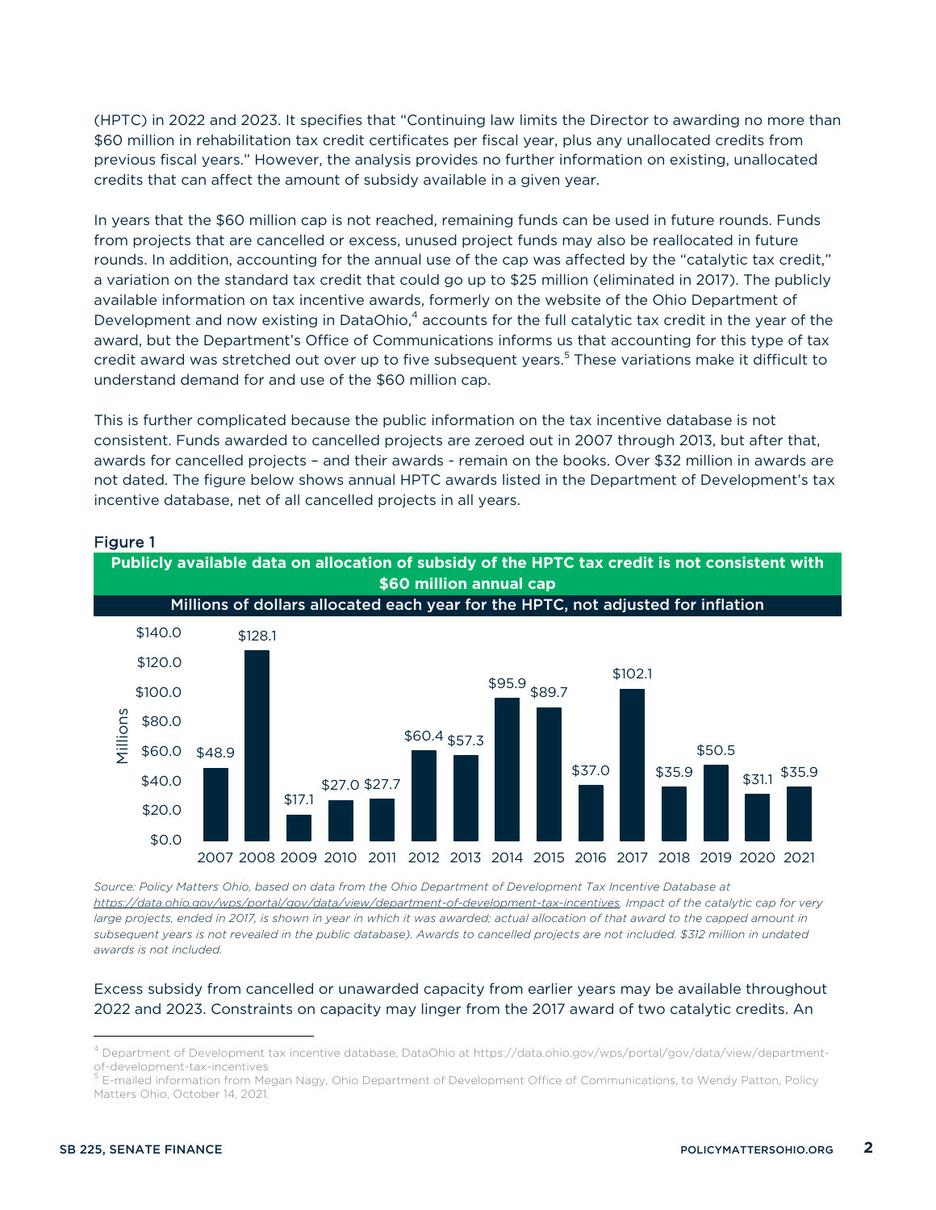(HPTC) in 2022 and 2023. It specifies that "Continuing law limits the Director to awarding no more than $60 million in rehabilitation tax credit certificates per fiscal year, plus any unallocated credits from previous fiscal years." However, the analysis provides no further information on existing, unallocated credits that can affect the amount of subsidy available in a given year.

In years that the $60 million cap is not reached, remaining funds can be used in future rounds. Funds from projects that are cancelled or excess, unused project funds may also be reallocated in future rounds. In addition, accounting for the annual use of the cap was affected by the "catalytic tax credit," a variation on the standard tax credit that could go up to $25 million (eliminated in 2017). The publicly available information on tax incentive awards, formerly on the website of the Ohio Department of Development and now existing in DataOhio,[4] accounts for the full catalytic tax credit in the year of the award, but the Department's Office of Communications informs us that accounting for this type of tax credit award was stretched out over up to five subsequent years.[5] These variations make it difficult to understand demand for and use of the $60 million cap.

This is further complicated because the public information on the tax incentive database is not consistent. Funds awarded to cancelled projects are zeroed out in 2007 through 2013, but after that, awards for cancelled projects – and their awards - remain on the books. Over $32 million in awards are not dated. The figure below shows annual HPTC awards listed in the Department of Development's tax incentive database, net of all cancelled projects in all years.

**Figure 1**

**Publicly available data on allocation of subsidy of the HPTC tax credit is not consistent with $60 million annual cap**

Millions of dollars allocated each year for the HPTC, not adjusted for inflation

| Year | Millions |
|---|---|
| 2007 | $48.9 |
| 2008 | $128.1 |
| 2009 | $17.1 |
| 2010 | $27.0 |
| 2011 | $27.7 |
| 2012 | $60.4 |
| 2013 | $57.3 |
| 2014 | $95.9 |
| 2015 | $89.7 |
| 2016 | $37.0 |
| 2017 | $102.1 |
| 2018 | $35.9 |
| 2019 | $50.5 |
| 2020 | $31.1 |
| 2021 | $35.9 |

*Source: Policy Matters Ohio, based on data from the Ohio Department of Development Tax Incentive Database at https://data.ohio.gov/wps/portal/gov/data/view/department-of-development-tax-incentives. Impact of the catalytic cap for very large projects, ended in 2017, is shown in year in which it was awarded; actual allocation of that award to the capped amount in subsequent years is not revealed in the public database). Awards to cancelled projects are not included. $312 million in undated awards is not included.*

Excess subsidy from cancelled or unawarded capacity from earlier years may be available throughout 2022 and 2023. Constraints on capacity may linger from the 2017 award of two catalytic credits. An

---

[4] Department of Development tax incentive database, DataOhio at https://data.ohio.gov/wps/portal/gov/data/view/department-of-development-tax-incentives

[5] E-mailed information from Megan Nagy, Ohio Department of Development Office of Communications, to Wendy Patton, Policy Matters Ohio, October 14, 2021.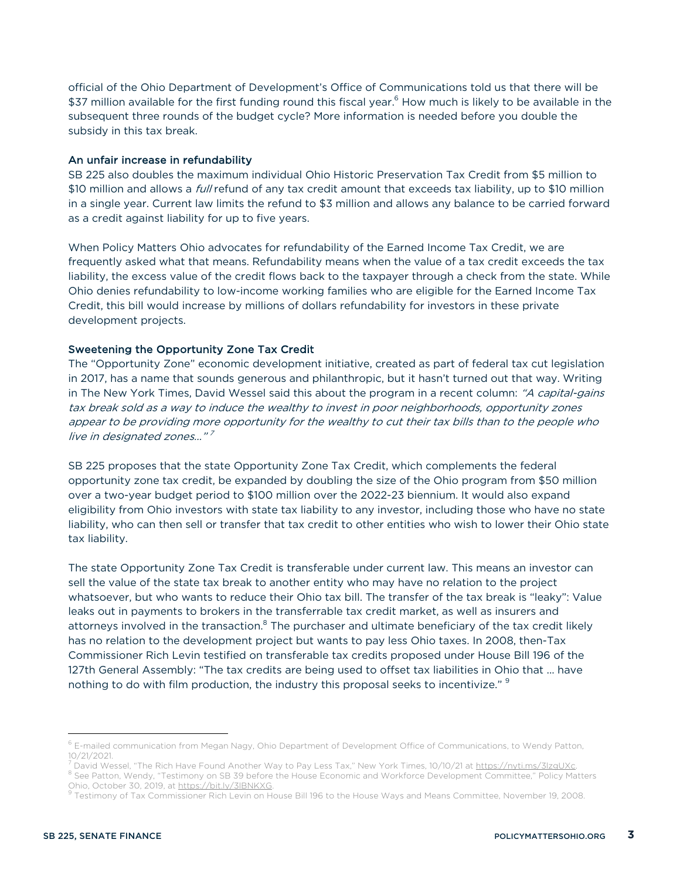official of the Ohio Department of Development's Office of Communications told us that there will be $37 million available for the first funding round this fiscal year.[6] How much is likely to be available in the subsequent three rounds of the budget cycle? More information is needed before you double the subsidy in this tax break.

### An unfair increase in refundability

SB 225 also doubles the maximum individual Ohio Historic Preservation Tax Credit from $5 million to $10 million and allows a *full* refund of any tax credit amount that exceeds tax liability, up to $10 million in a single year. Current law limits the refund to $3 million and allows any balance to be carried forward as a credit against liability for up to five years.

When Policy Matters Ohio advocates for refundability of the Earned Income Tax Credit, we are frequently asked what that means. Refundability means when the value of a tax credit exceeds the tax liability, the excess value of the credit flows back to the taxpayer through a check from the state. While Ohio denies refundability to low-income working families who are eligible for the Earned Income Tax Credit, this bill would increase by millions of dollars refundability for investors in these private development projects.

### Sweetening the Opportunity Zone Tax Credit

The "Opportunity Zone" economic development initiative, created as part of federal tax cut legislation in 2017, has a name that sounds generous and philanthropic, but it hasn't turned out that way. Writing in The New York Times, David Wessel said this about the program in a recent column: *"A capital-gains tax break sold as a way to induce the wealthy to invest in poor neighborhoods, opportunity zones appear to be providing more opportunity for the wealthy to cut their tax bills than to the people who live in designated zones…"* [7]

SB 225 proposes that the state Opportunity Zone Tax Credit, which complements the federal opportunity zone tax credit, be expanded by doubling the size of the Ohio program from $50 million over a two-year budget period to $100 million over the 2022-23 biennium. It would also expand eligibility from Ohio investors with state tax liability to any investor, including those who have no state liability, who can then sell or transfer that tax credit to other entities who wish to lower their Ohio state tax liability.

The state Opportunity Zone Tax Credit is transferable under current law. This means an investor can sell the value of the state tax break to another entity who may have no relation to the project whatsoever, but who wants to reduce their Ohio tax bill. The transfer of the tax break is "leaky": Value leaks out in payments to brokers in the transferrable tax credit market, as well as insurers and attorneys involved in the transaction.[8] The purchaser and ultimate beneficiary of the tax credit likely has no relation to the development project but wants to pay less Ohio taxes. In 2008, then-Tax Commissioner Rich Levin testified on transferable tax credits proposed under House Bill 196 of the 127th General Assembly: "The tax credits are being used to offset tax liabilities in Ohio that … have nothing to do with film production, the industry this proposal seeks to incentivize." [9]

---

[6] E-mailed communication from Megan Nagy, Ohio Department of Development Office of Communications, to Wendy Patton, 10/21/2021.

[7] David Wessel, "The Rich Have Found Another Way to Pay Less Tax," New York Times, 10/10/21 at https://nyti.ms/3lzgUXc.

[8] See Patton, Wendy, "Testimony on SB 39 before the House Economic and Workforce Development Committee," Policy Matters Ohio, October 30, 2019, at https://bit.ly/3lBNKXG.

[9] Testimony of Tax Commissioner Rich Levin on House Bill 196 to the House Ways and Means Committee, November 19, 2008.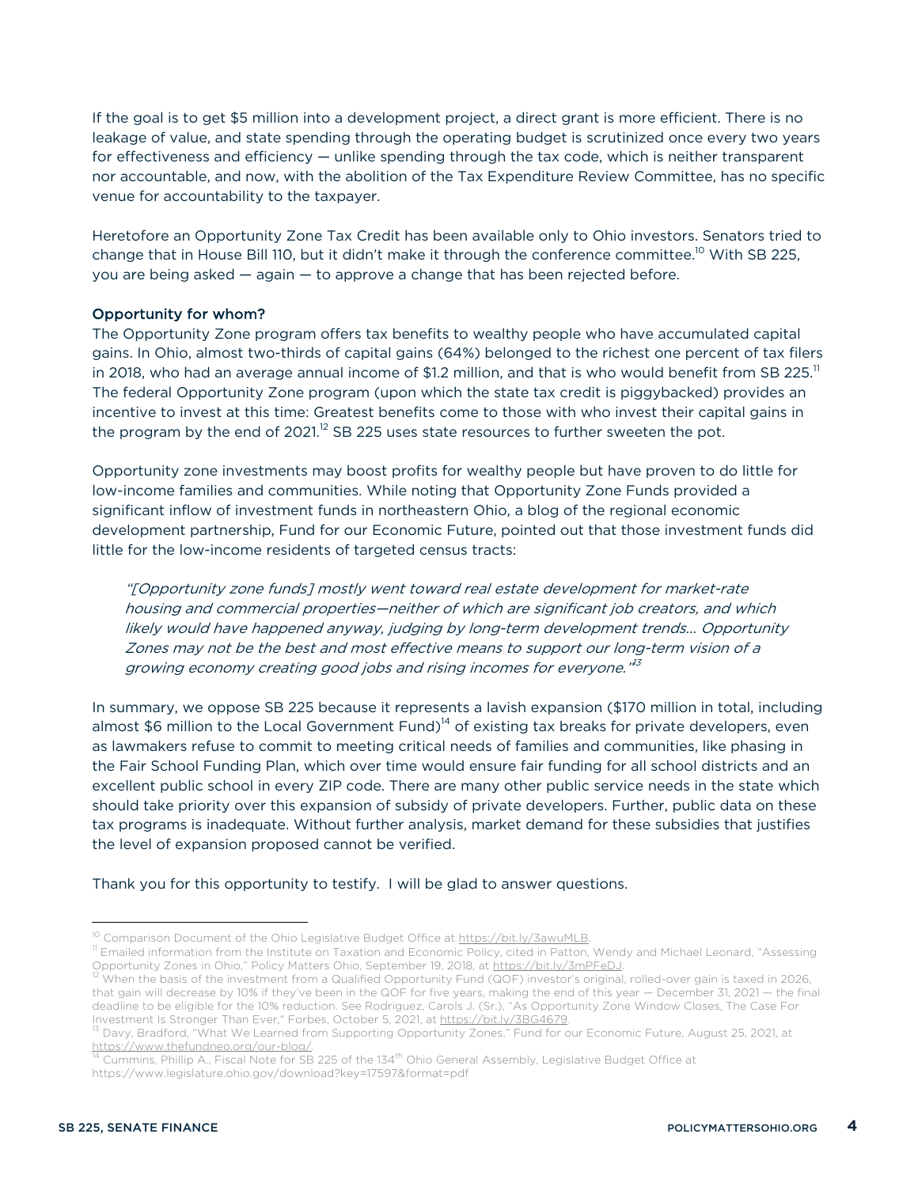If the goal is to get $5 million into a development project, a direct grant is more efficient. There is no leakage of value, and state spending through the operating budget is scrutinized once every two years for effectiveness and efficiency — unlike spending through the tax code, which is neither transparent nor accountable, and now, with the abolition of the Tax Expenditure Review Committee, has no specific venue for accountability to the taxpayer.

Heretofore an Opportunity Zone Tax Credit has been available only to Ohio investors. Senators tried to change that in House Bill 110, but it didn't make it through the conference committee.[10] With SB 225, you are being asked — again — to approve a change that has been rejected before.

**Opportunity for whom?**

The Opportunity Zone program offers tax benefits to wealthy people who have accumulated capital gains. In Ohio, almost two-thirds of capital gains (64%) belonged to the richest one percent of tax filers in 2018, who had an average annual income of $1.2 million, and that is who would benefit from SB 225.[11] The federal Opportunity Zone program (upon which the state tax credit is piggybacked) provides an incentive to invest at this time: Greatest benefits come to those with who invest their capital gains in the program by the end of 2021.[12] SB 225 uses state resources to further sweeten the pot.

Opportunity zone investments may boost profits for wealthy people but have proven to do little for low-income families and communities. While noting that Opportunity Zone Funds provided a significant inflow of investment funds in northeastern Ohio, a blog of the regional economic development partnership, Fund for our Economic Future, pointed out that those investment funds did little for the low-income residents of targeted census tracts:

> *"[Opportunity zone funds] mostly went toward real estate development for market-rate housing and commercial properties—neither of which are significant job creators, and which likely would have happened anyway, judging by long-term development trends... Opportunity Zones may not be the best and most effective means to support our long-term vision of a growing economy creating good jobs and rising incomes for everyone."*[13]

In summary, we oppose SB 225 because it represents a lavish expansion ($170 million in total, including almost $6 million to the Local Government Fund)[14] of existing tax breaks for private developers, even as lawmakers refuse to commit to meeting critical needs of families and communities, like phasing in the Fair School Funding Plan, which over time would ensure fair funding for all school districts and an excellent public school in every ZIP code. There are many other public service needs in the state which should take priority over this expansion of subsidy of private developers. Further, public data on these tax programs is inadequate. Without further analysis, market demand for these subsidies that justifies the level of expansion proposed cannot be verified.

Thank you for this opportunity to testify. I will be glad to answer questions.

---

[10] Comparison Document of the Ohio Legislative Budget Office at https://bit.ly/3awuMLB.

[11] Emailed information from the Institute on Taxation and Economic Policy, cited in Patton, Wendy and Michael Leonard, "Assessing Opportunity Zones in Ohio," Policy Matters Ohio, September 19, 2018, at https://bit.ly/3mPFeDJ.

[12] When the basis of the investment from a Qualified Opportunity Fund (QOF) investor's original, rolled-over gain is taxed in 2026, that gain will decrease by 10% if they've been in the QOF for five years, making the end of this year — December 31, 2021 — the final deadline to be eligible for the 10% reduction. See Rodriguez, Carols J. (Sr.), "As Opportunity Zone Window Closes, The Case For Investment Is Stronger Than Ever," Forbes, October 5, 2021, at https://bit.ly/3BG4679.

[13] Davy, Bradford, "What We Learned from Supporting Opportunity Zones," Fund for our Economic Future, August 25, 2021, at https://www.thefundneo.org/our-blog/.

[14] Cummins, Phillip A., Fiscal Note for SB 225 of the 134th Ohio General Assembly, Legislative Budget Office at https://www.legislature.ohio.gov/download?key=17597&format=pdf